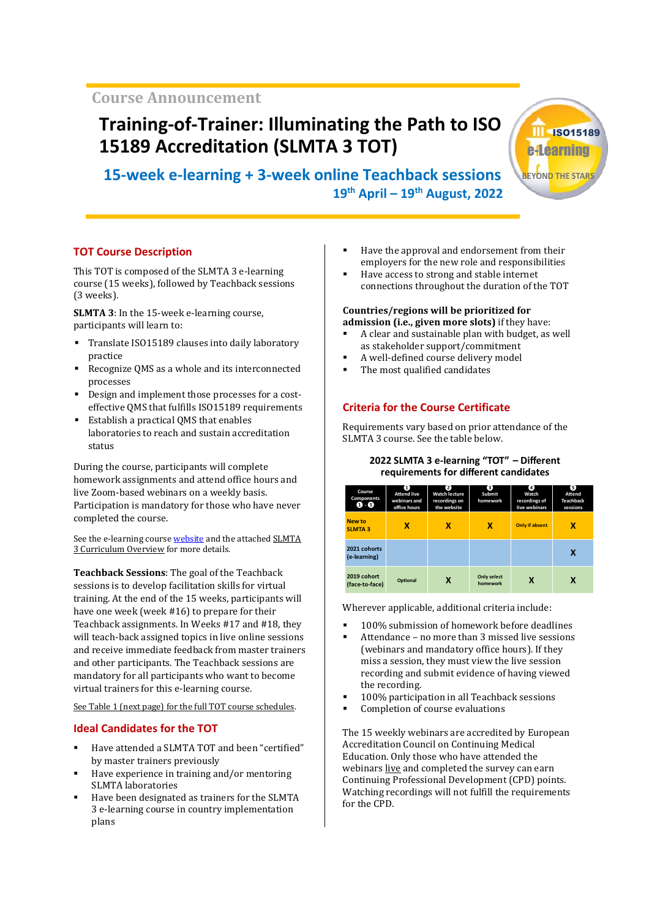Course Announcement

# Training-of-Trainer: Illuminating the Path to ISO 15189 Accreditation (SLMTA 3 TOT)

## 15-week e-learning + 3-week online Teachback sessions

**19th April – 19th August, 2022**

## TOT Course Description

This TOT is composed of the SLMTA 3 e-learning course (15 weeks), followed by Teachback sessions (3 weeks).

**SLMTA 3**: In the 15-week e-learning course, participants will learn to:

- Translate ISO15189 clauses into daily laboratory practice
- Recognize QMS as a whole and its interconnected processes
- Design and implement those processes for a cost-effective QMS that fulfills ISO15189 requirements
- Establish a practical QMS that enables laboratories to reach and sustain accreditation status

During the course, participants will complete homework assignments and attend office hours and live Zoom-based webinars on a weekly basis. Participation is mandatory for those who have never completed the course.

See the e-learning course website and the attached SLMTA 3 Curriculum Overview for more details.

**Teachback Sessions**: The goal of the Teachback sessions is to develop facilitation skills for virtual training. At the end of the 15 weeks, participants will have one week (week #16) to prepare for their Teachback assignments. In Weeks #17 and #18, they will teach-back assigned topics in live online sessions and receive immediate feedback from master trainers and other participants. The Teachback sessions are mandatory for all participants who want to become virtual trainers for this e-learning course.

See Table 1 (next page) for the full TOT course schedules.

## Ideal Candidates for the TOT

- Have attended a SLMTA TOT and been "certified" by master trainers previously
- Have experience in training and/or mentoring SLMTA laboratories
- Have been designated as trainers for the SLMTA 3 e-learning course in country implementation plans
- Have the approval and endorsement from their employers for the new role and responsibilities
- Have access to strong and stable internet connections throughout the duration of the TOT

**Countries/regions will be prioritized for admission (i.e., given more slots)** if they have:

- A clear and sustainable plan with budget, as well as stakeholder support/commitment
- A well-defined course delivery model
- The most qualified candidates

## Criteria for the Course Certificate

Requirements vary based on prior attendance of the SLMTA 3 course. See the table below.

**2022 SLMTA 3 e-learning "TOT" – Different requirements for different candidates**

| Course Components ❶ - ❺ | ❶ Attend live webinars and office hours | ❷ Watch lecture recordings on the website | ❸ Submit homework | ❹ Watch recordings of live webinars | ❺ Attend Teachback sessions |
|---|---|---|---|---|---|
| New to SLMTA 3 | X | X | X | Only if absent | X |
| 2021 cohorts (e-learning) | | | | | X |
| 2019 cohort (face-to-face) | Optional | X | Only select homework | X | X |

Wherever applicable, additional criteria include:

- 100% submission of homework before deadlines
- Attendance – no more than 3 missed live sessions (webinars and mandatory office hours). If they miss a session, they must view the live session recording and submit evidence of having viewed the recording.
- 100% participation in all Teachback sessions
- Completion of course evaluations

The 15 weekly webinars are accredited by European Accreditation Council on Continuing Medical Education. Only those who have attended the webinars live and completed the survey can earn Continuing Professional Development (CPD) points. Watching recordings will not fulfill the requirements for the CPD.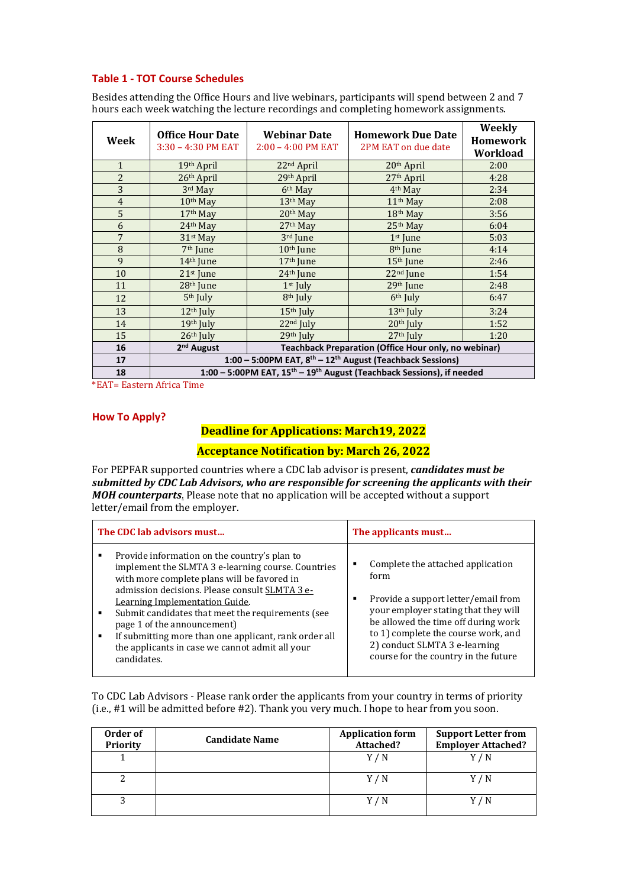## Table 1 - TOT Course Schedules

Besides attending the Office Hours and live webinars, participants will spend between 2 and 7 hours each week watching the lecture recordings and completing homework assignments.

| Week | Office Hour Date 3:30 – 4:30 PM EAT | Webinar Date 2:00 – 4:00 PM EAT | Homework Due Date 2PM EAT on due date | Weekly Homework Workload |
|---|---|---|---|---|
| 1 | 19th April | 22nd April | 20th April | 2:00 |
| 2 | 26th April | 29th April | 27th April | 4:28 |
| 3 | 3rd May | 6th May | 4th May | 2:34 |
| 4 | 10th May | 13th May | 11th May | 2:08 |
| 5 | 17th May | 20th May | 18th May | 3:56 |
| 6 | 24th May | 27th May | 25th May | 6:04 |
| 7 | 31st May | 3rd June | 1st June | 5:03 |
| 8 | 7th June | 10th June | 8th June | 4:14 |
| 9 | 14th June | 17th June | 15th June | 2:46 |
| 10 | 21st June | 24th June | 22nd June | 1:54 |
| 11 | 28th June | 1st July | 29th June | 2:48 |
| 12 | 5th July | 8th July | 6th July | 6:47 |
| 13 | 12th July | 15th July | 13th July | 3:24 |
| 14 | 19th July | 22nd July | 20th July | 1:52 |
| 15 | 26th July | 29th July | 27th July | 1:20 |
| **16** | **2nd August** | **Teachback Preparation (Office Hour only, no webinar)** | | |
| **17** | **1:00 – 5:00PM EAT, 8th – 12th August (Teachback Sessions)** | | | |
| **18** | **1:00 – 5:00PM EAT, 15th – 19th August (Teachback Sessions), if needed** | | | |

*EAT= Eastern Africa Time

## How To Apply?

**Deadline for Applications: March19, 2022**

**Acceptance Notification by: March 26, 2022**

For PEPFAR supported countries where a CDC lab advisor is present, ***candidates must be submitted by CDC Lab Advisors, who are responsible for screening the applicants with their MOH counterparts***. Please note that no application will be accepted without a support letter/email from the employer.

| The CDC lab advisors must… | The applicants must… |
|---|---|
| ▪ Provide information on the country's plan to implement the SLMTA 3 e-learning course. Countries with more complete plans will be favored in admission decisions. Please consult SLMTA 3 e-Learning Implementation Guide.<br>▪ Submit candidates that meet the requirements (see page 1 of the announcement)<br>▪ If submitting more than one applicant, rank order all the applicants in case we cannot admit all your candidates. | ▪ Complete the attached application form<br>▪ Provide a support letter/email from your employer stating that they will be allowed the time off during work to 1) complete the course work, and 2) conduct SLMTA 3 e-learning course for the country in the future |

To CDC Lab Advisors - Please rank order the applicants from your country in terms of priority (i.e., #1 will be admitted before #2). Thank you very much. I hope to hear from you soon.

| Order of Priority | Candidate Name | Application form Attached? | Support Letter from Employer Attached? |
|---|---|---|---|
| 1 | | Y / N | Y / N |
| 2 | | Y / N | Y / N |
| 3 | | Y / N | Y / N |